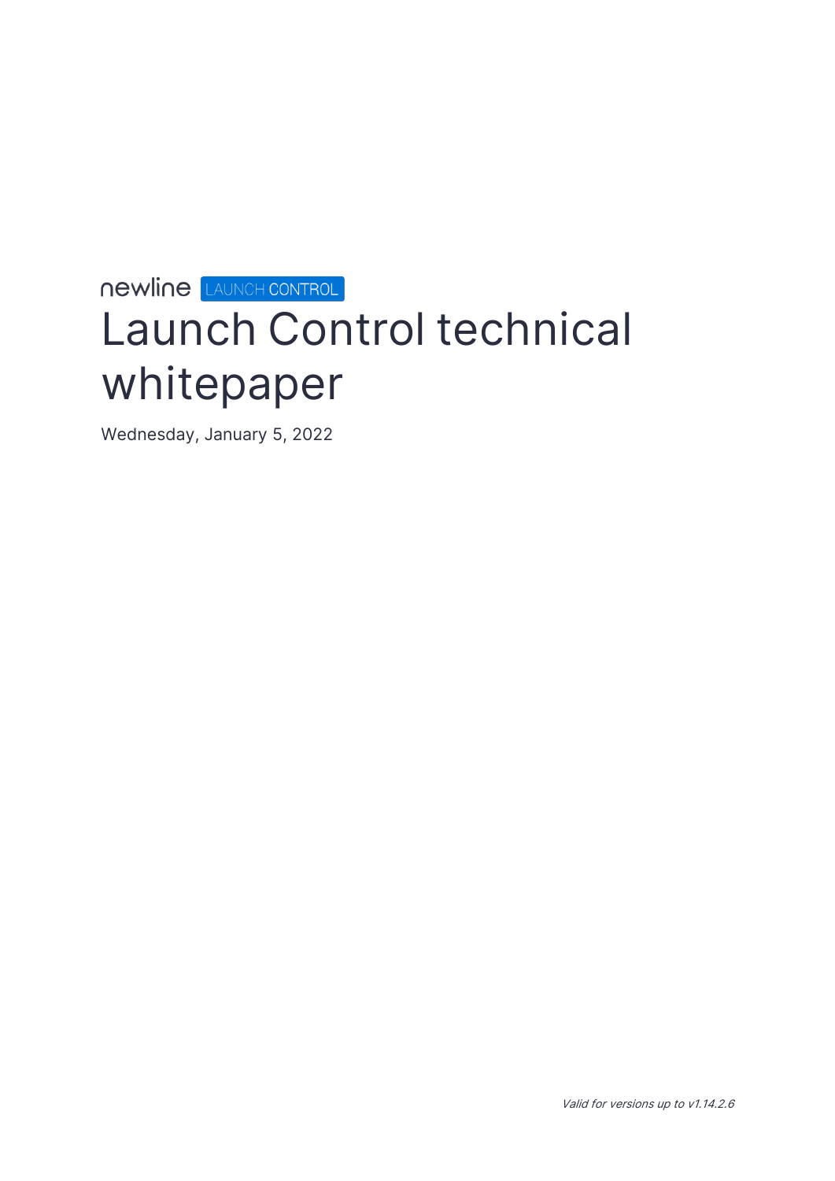newline LAUNCH CONTROL

# Launch Control technical whitepaper

Wednesday, January 5, 2022

*Valid for versions up to v1.14.2.6*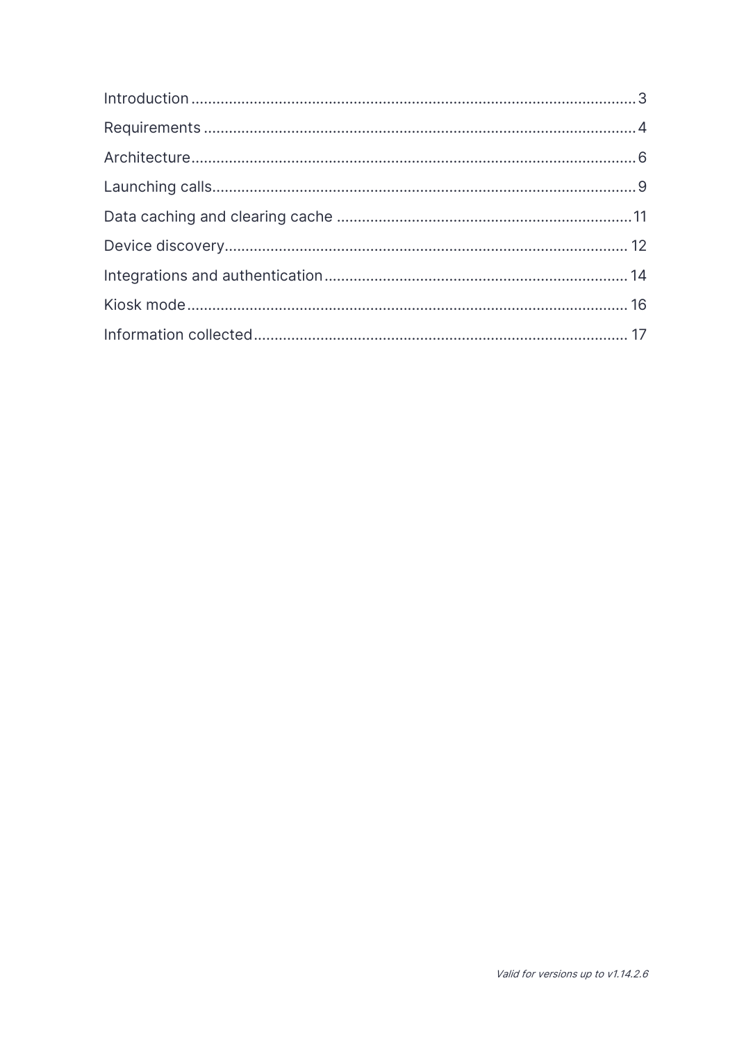Introduction .......... 3

Requirements .......... 4

Architecture .......... 6

Launching calls .......... 9

Data caching and clearing cache .......... 11

Device discovery .......... 12

Integrations and authentication .......... 14

Kiosk mode .......... 16

Information collected .......... 17

*Valid for versions up to v1.14.2.6*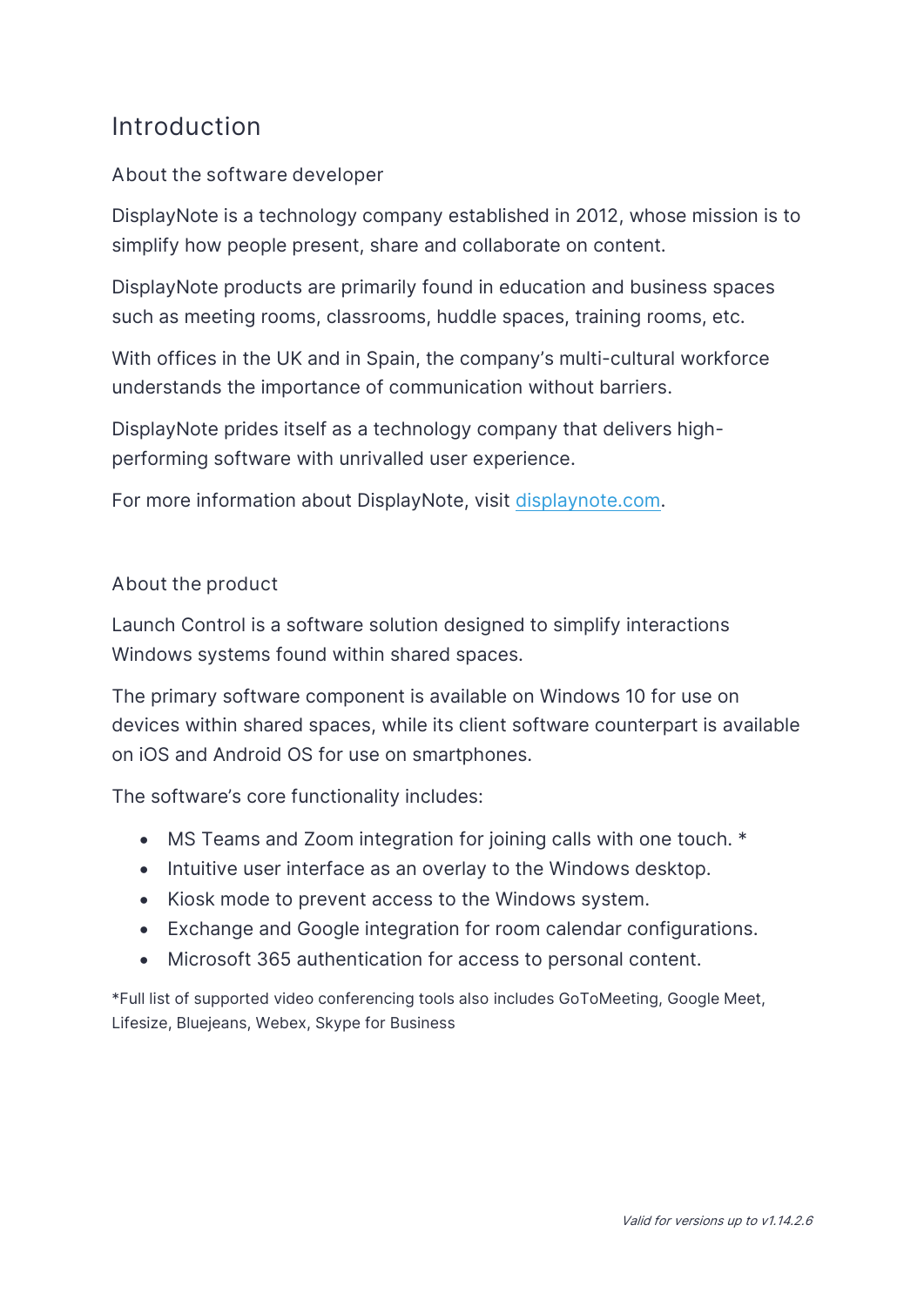# Introduction

## About the software developer

DisplayNote is a technology company established in 2012, whose mission is to simplify how people present, share and collaborate on content.

DisplayNote products are primarily found in education and business spaces such as meeting rooms, classrooms, huddle spaces, training rooms, etc.

With offices in the UK and in Spain, the company's multi-cultural workforce understands the importance of communication without barriers.

DisplayNote prides itself as a technology company that delivers high-performing software with unrivalled user experience.

For more information about DisplayNote, visit [displaynote.com](https://displaynote.com).

## About the product

Launch Control is a software solution designed to simplify interactions Windows systems found within shared spaces.

The primary software component is available on Windows 10 for use on devices within shared spaces, while its client software counterpart is available on iOS and Android OS for use on smartphones.

The software's core functionality includes:

- MS Teams and Zoom integration for joining calls with one touch. *
- Intuitive user interface as an overlay to the Windows desktop.
- Kiosk mode to prevent access to the Windows system.
- Exchange and Google integration for room calendar configurations.
- Microsoft 365 authentication for access to personal content.

*Full list of supported video conferencing tools also includes GoToMeeting, Google Meet, Lifesize, Bluejeans, Webex, Skype for Business

*Valid for versions up to v1.14.2.6*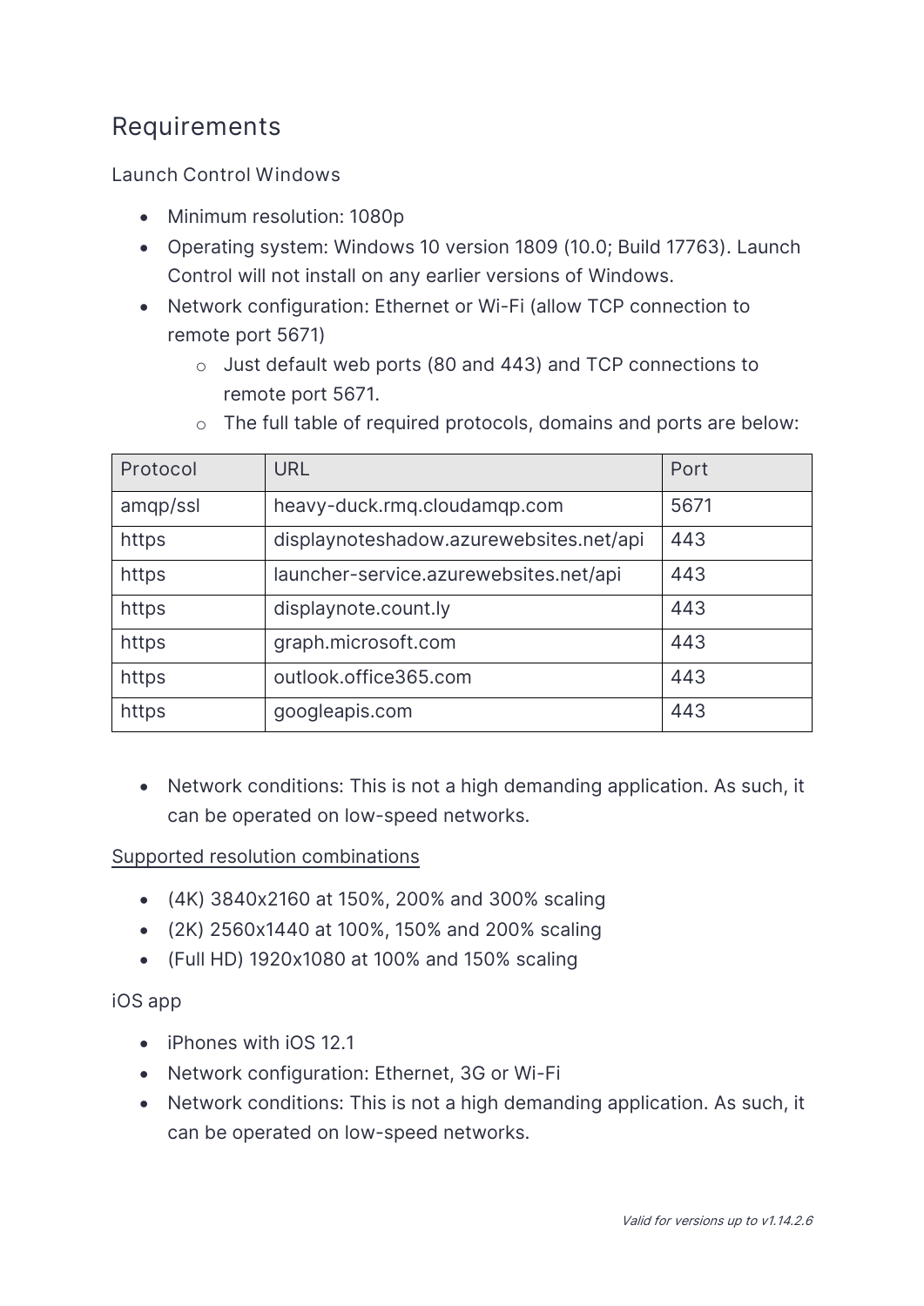## Requirements

Launch Control Windows

- Minimum resolution: 1080p
- Operating system: Windows 10 version 1809 (10.0; Build 17763). Launch Control will not install on any earlier versions of Windows.
- Network configuration: Ethernet or Wi-Fi (allow TCP connection to remote port 5671)
  - Just default web ports (80 and 443) and TCP connections to remote port 5671.
  - The full table of required protocols, domains and ports are below:

| Protocol | URL | Port |
|---|---|---|
| amqp/ssl | heavy-duck.rmq.cloudamqp.com | 5671 |
| https | displaynoteshadow.azurewebsites.net/api | 443 |
| https | launcher-service.azurewebsites.net/api | 443 |
| https | displaynote.count.ly | 443 |
| https | graph.microsoft.com | 443 |
| https | outlook.office365.com | 443 |
| https | googleapis.com | 443 |

- Network conditions: This is not a high demanding application. As such, it can be operated on low-speed networks.

Supported resolution combinations

- (4K) 3840x2160 at 150%, 200% and 300% scaling
- (2K) 2560x1440 at 100%, 150% and 200% scaling
- (Full HD) 1920x1080 at 100% and 150% scaling

iOS app

- iPhones with iOS 12.1
- Network configuration: Ethernet, 3G or Wi-Fi
- Network conditions: This is not a high demanding application. As such, it can be operated on low-speed networks.

*Valid for versions up to v1.14.2.6*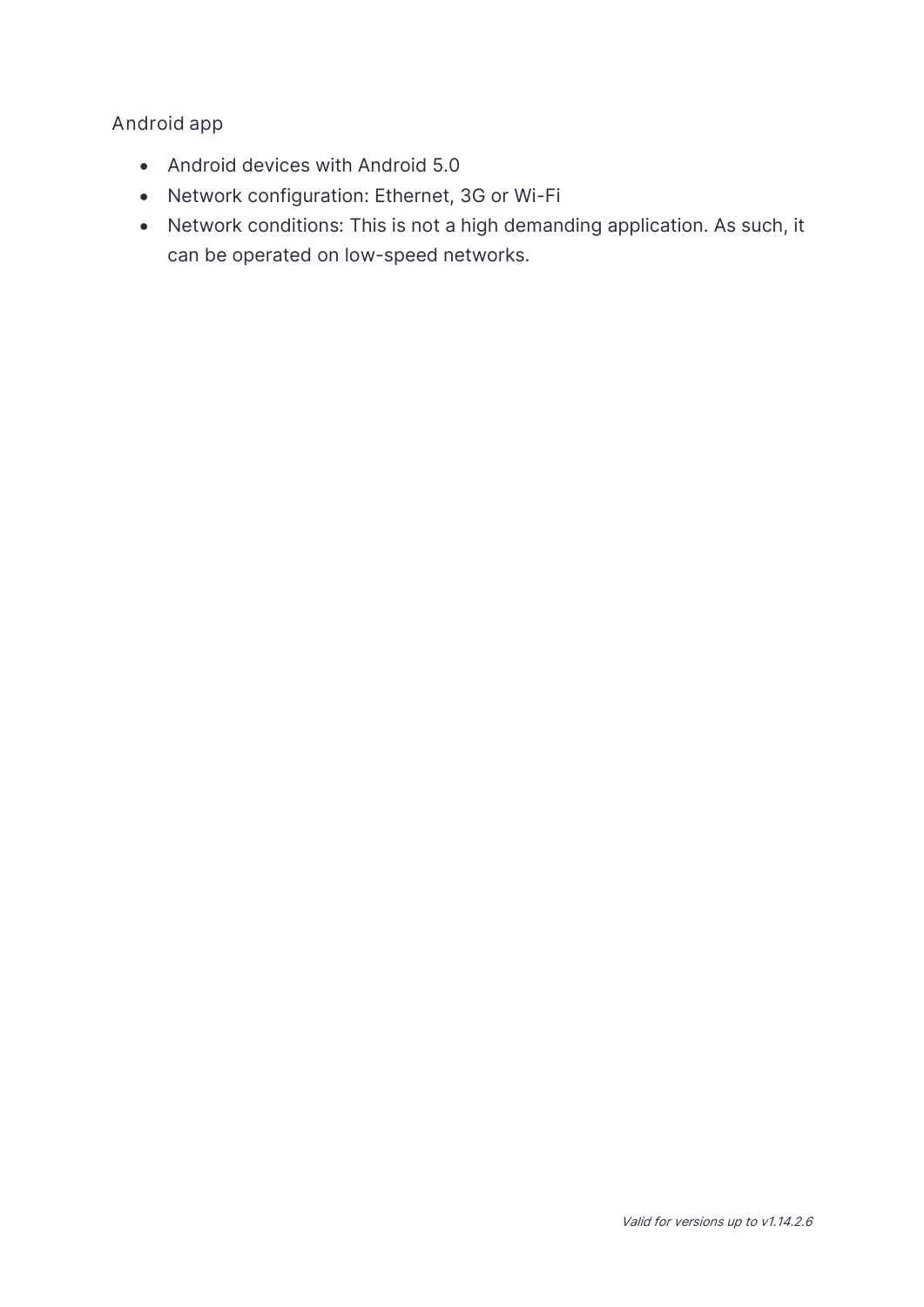Android app

- Android devices with Android 5.0
- Network configuration: Ethernet, 3G or Wi-Fi
- Network conditions: This is not a high demanding application. As such, it can be operated on low-speed networks.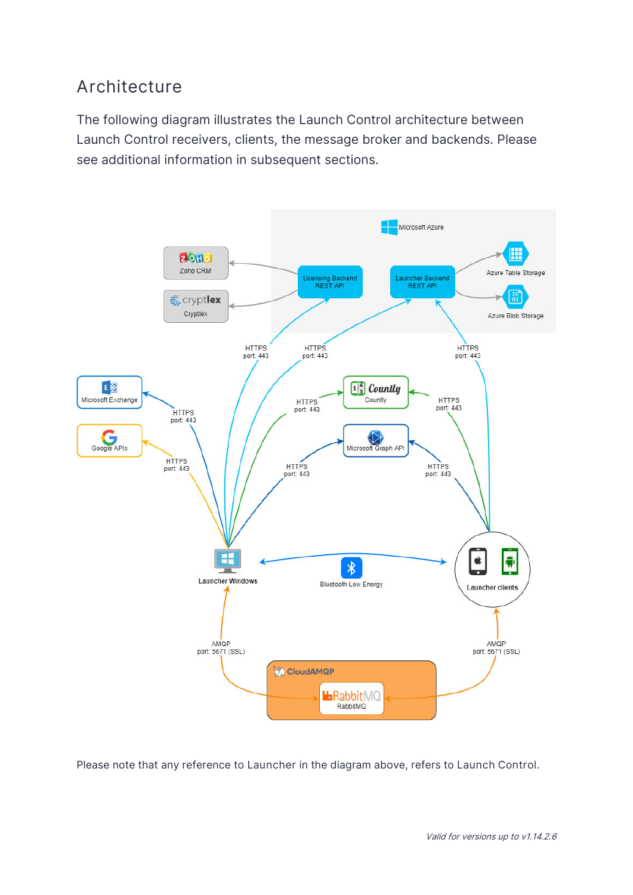## Architecture

The following diagram illustrates the Launch Control architecture between Launch Control receivers, clients, the message broker and backends. Please see additional information in subsequent sections.

Please note that any reference to Launcher in the diagram above, refers to Launch Control.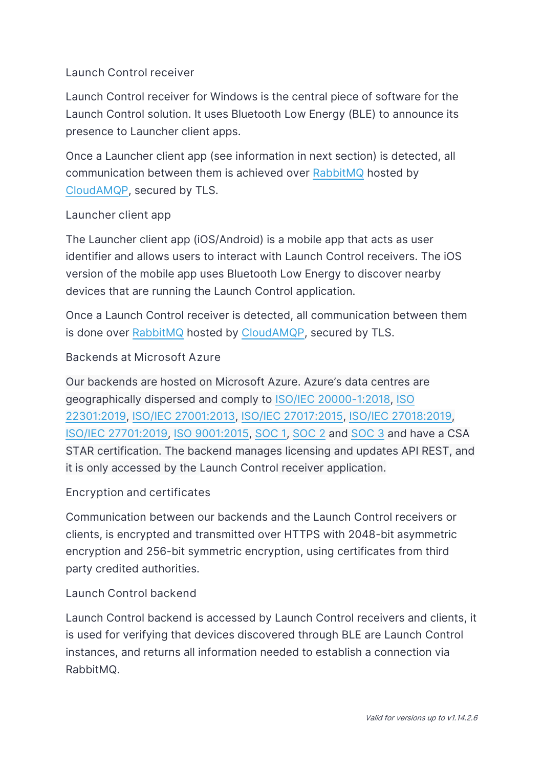## Launch Control receiver

Launch Control receiver for Windows is the central piece of software for the Launch Control solution. It uses Bluetooth Low Energy (BLE) to announce its presence to Launcher client apps.

Once a Launcher client app (see information in next section) is detected, all communication between them is achieved over RabbitMQ hosted by CloudAMQP, secured by TLS.

## Launcher client app

The Launcher client app (iOS/Android) is a mobile app that acts as user identifier and allows users to interact with Launch Control receivers. The iOS version of the mobile app uses Bluetooth Low Energy to discover nearby devices that are running the Launch Control application.

Once a Launch Control receiver is detected, all communication between them is done over RabbitMQ hosted by CloudAMQP, secured by TLS.

## Backends at Microsoft Azure

Our backends are hosted on Microsoft Azure. Azure's data centres are geographically dispersed and comply to ISO/IEC 20000-1:2018, ISO 22301:2019, ISO/IEC 27001:2013, ISO/IEC 27017:2015, ISO/IEC 27018:2019, ISO/IEC 27701:2019, ISO 9001:2015, SOC 1, SOC 2 and SOC 3 and have a CSA STAR certification. The backend manages licensing and updates API REST, and it is only accessed by the Launch Control receiver application.

## Encryption and certificates

Communication between our backends and the Launch Control receivers or clients, is encrypted and transmitted over HTTPS with 2048-bit asymmetric encryption and 256-bit symmetric encryption, using certificates from third party credited authorities.

## Launch Control backend

Launch Control backend is accessed by Launch Control receivers and clients, it is used for verifying that devices discovered through BLE are Launch Control instances, and returns all information needed to establish a connection via RabbitMQ.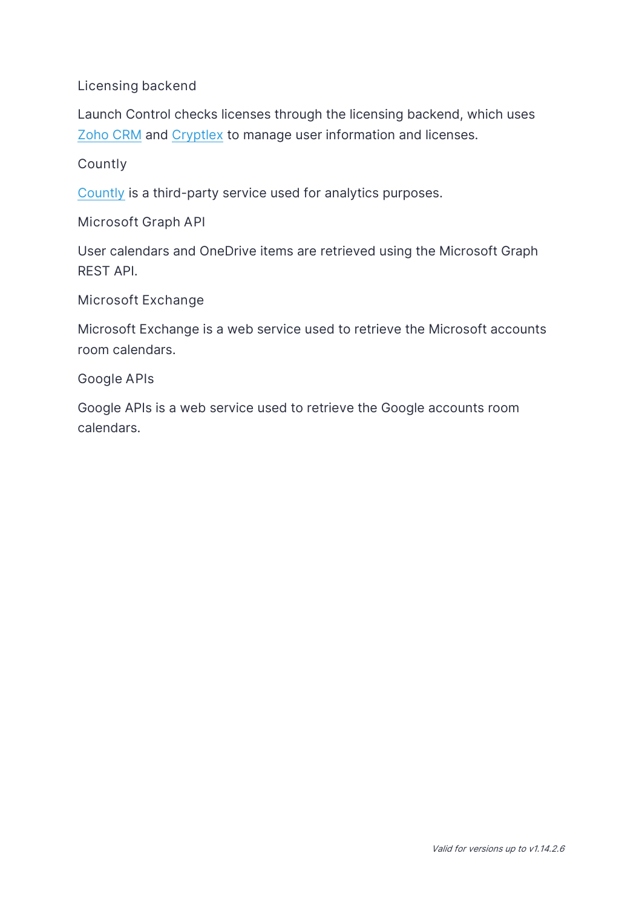### Licensing backend

Launch Control checks licenses through the licensing backend, which uses [Zoho CRM]() and [Cryptlex]() to manage user information and licenses.

### Countly

[Countly]() is a third-party service used for analytics purposes.

### Microsoft Graph API

User calendars and OneDrive items are retrieved using the Microsoft Graph REST API.

### Microsoft Exchange

Microsoft Exchange is a web service used to retrieve the Microsoft accounts room calendars.

### Google APIs

Google APIs is a web service used to retrieve the Google accounts room calendars.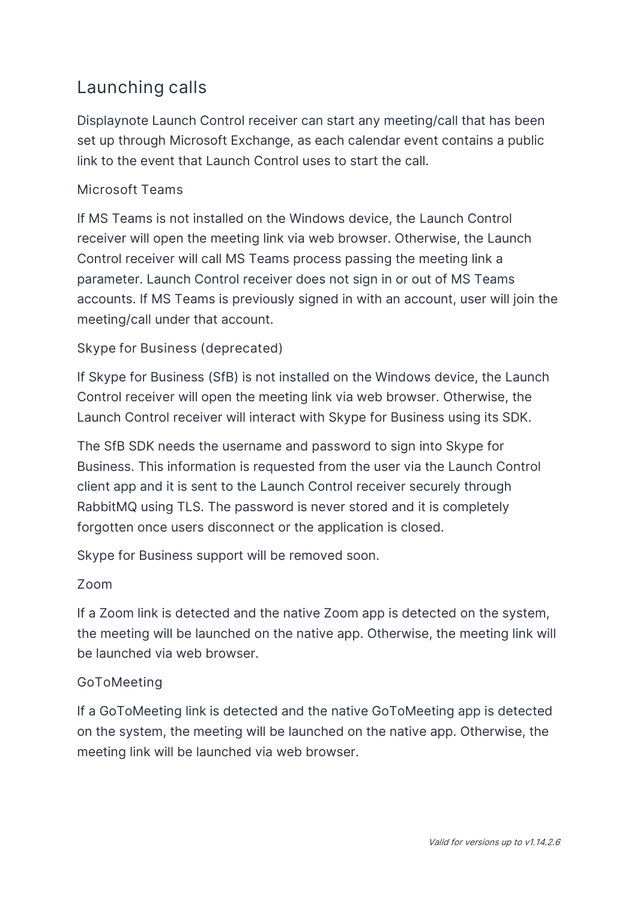## Launching calls

Displaynote Launch Control receiver can start any meeting/call that has been set up through Microsoft Exchange, as each calendar event contains a public link to the event that Launch Control uses to start the call.

### Microsoft Teams

If MS Teams is not installed on the Windows device, the Launch Control receiver will open the meeting link via web browser. Otherwise, the Launch Control receiver will call MS Teams process passing the meeting link a parameter. Launch Control receiver does not sign in or out of MS Teams accounts. If MS Teams is previously signed in with an account, user will join the meeting/call under that account.

### Skype for Business (deprecated)

If Skype for Business (SfB) is not installed on the Windows device, the Launch Control receiver will open the meeting link via web browser. Otherwise, the Launch Control receiver will interact with Skype for Business using its SDK.

The SfB SDK needs the username and password to sign into Skype for Business. This information is requested from the user via the Launch Control client app and it is sent to the Launch Control receiver securely through RabbitMQ using TLS. The password is never stored and it is completely forgotten once users disconnect or the application is closed.

Skype for Business support will be removed soon.

### Zoom

If a Zoom link is detected and the native Zoom app is detected on the system, the meeting will be launched on the native app. Otherwise, the meeting link will be launched via web browser.

### GoToMeeting

If a GoToMeeting link is detected and the native GoToMeeting app is detected on the system, the meeting will be launched on the native app. Otherwise, the meeting link will be launched via web browser.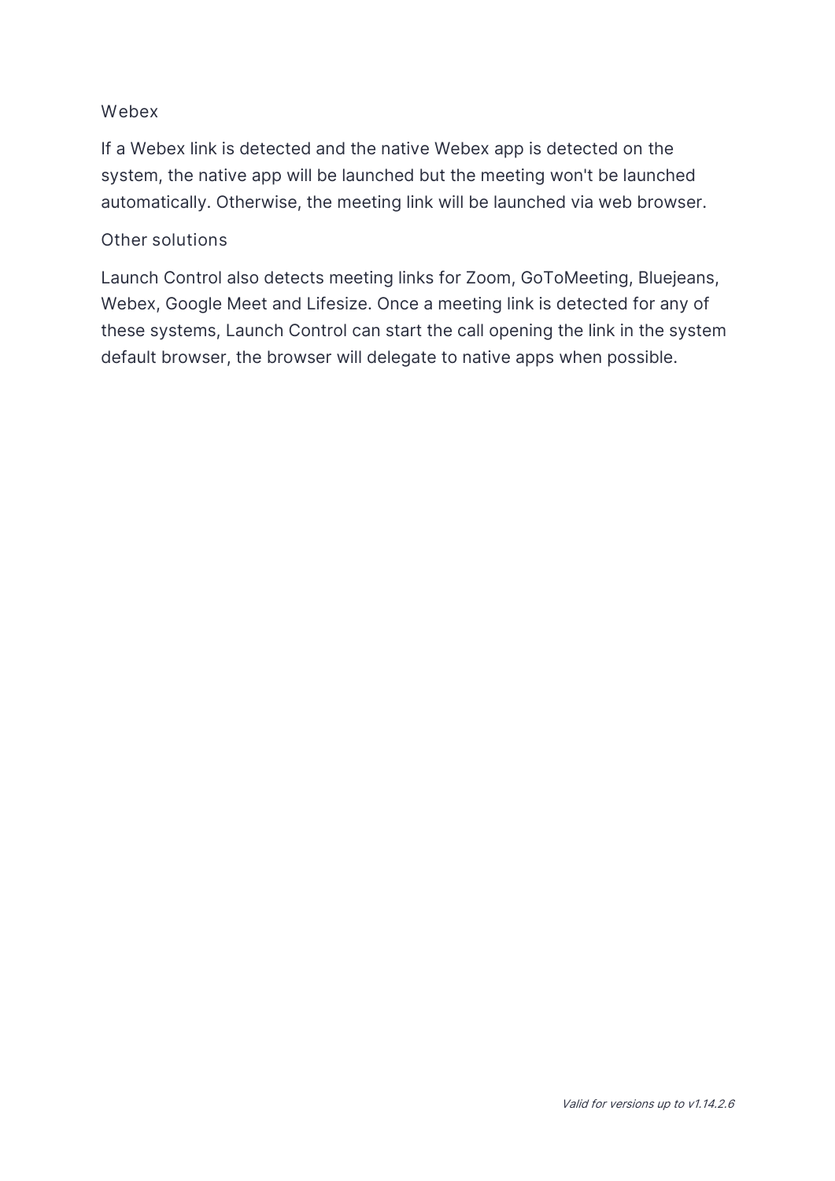### Webex

If a Webex link is detected and the native Webex app is detected on the system, the native app will be launched but the meeting won't be launched automatically. Otherwise, the meeting link will be launched via web browser.

### Other solutions

Launch Control also detects meeting links for Zoom, GoToMeeting, Bluejeans, Webex, Google Meet and Lifesize. Once a meeting link is detected for any of these systems, Launch Control can start the call opening the link in the system default browser, the browser will delegate to native apps when possible.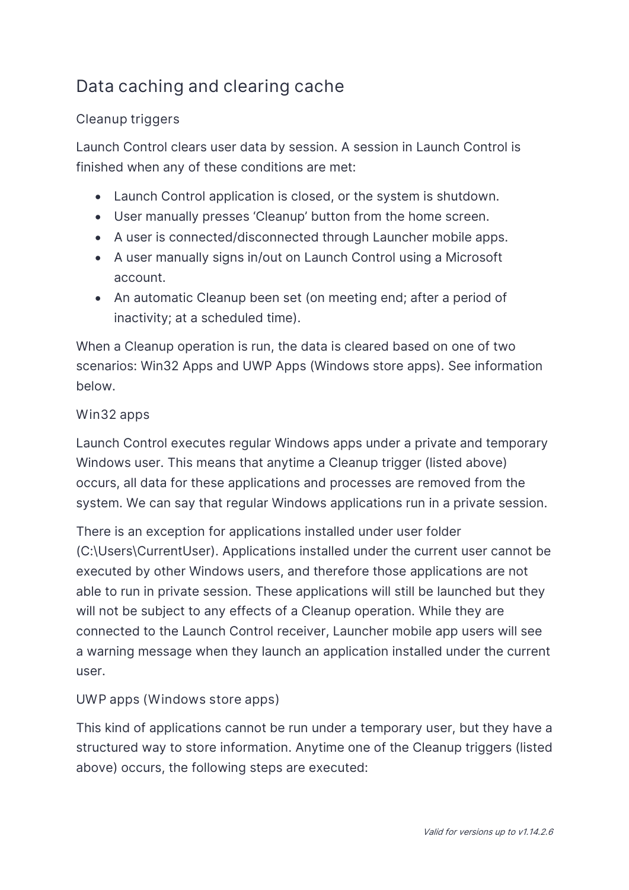## Data caching and clearing cache

### Cleanup triggers

Launch Control clears user data by session. A session in Launch Control is finished when any of these conditions are met:

- Launch Control application is closed, or the system is shutdown.
- User manually presses 'Cleanup' button from the home screen.
- A user is connected/disconnected through Launcher mobile apps.
- A user manually signs in/out on Launch Control using a Microsoft account.
- An automatic Cleanup been set (on meeting end; after a period of inactivity; at a scheduled time).

When a Cleanup operation is run, the data is cleared based on one of two scenarios: Win32 Apps and UWP Apps (Windows store apps). See information below.

### Win32 apps

Launch Control executes regular Windows apps under a private and temporary Windows user. This means that anytime a Cleanup trigger (listed above) occurs, all data for these applications and processes are removed from the system. We can say that regular Windows applications run in a private session.

There is an exception for applications installed under user folder (C:\Users\CurrentUser). Applications installed under the current user cannot be executed by other Windows users, and therefore those applications are not able to run in private session. These applications will still be launched but they will not be subject to any effects of a Cleanup operation. While they are connected to the Launch Control receiver, Launcher mobile app users will see a warning message when they launch an application installed under the current user.

### UWP apps (Windows store apps)

This kind of applications cannot be run under a temporary user, but they have a structured way to store information. Anytime one of the Cleanup triggers (listed above) occurs, the following steps are executed: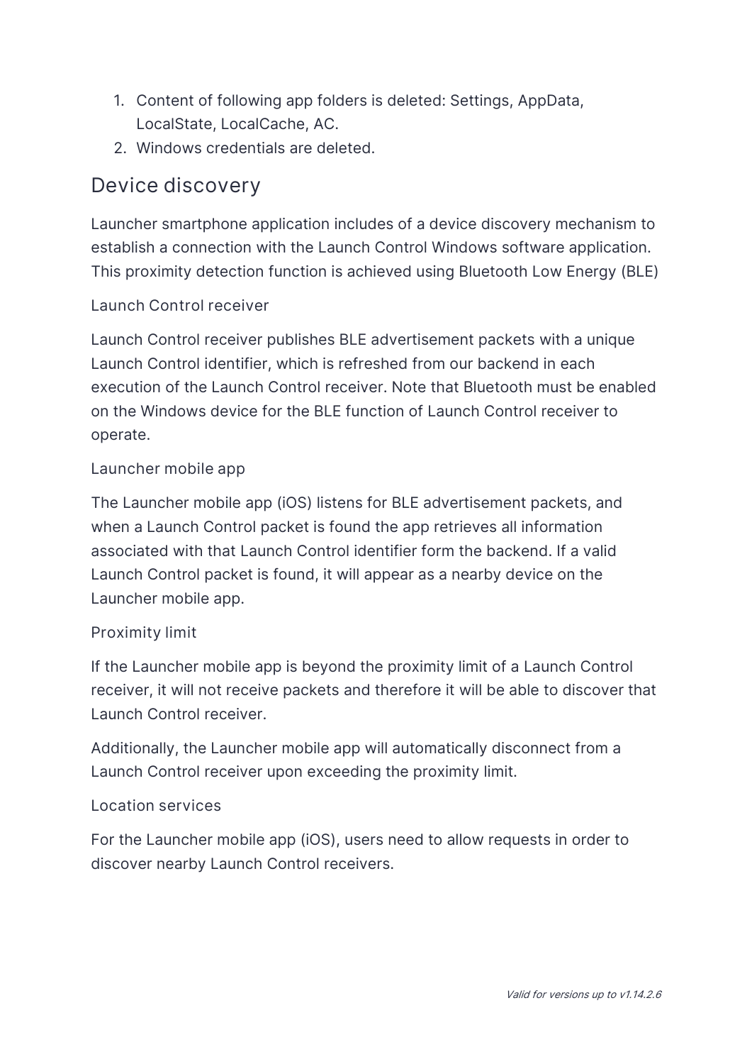1. Content of following app folders is deleted: Settings, AppData, LocalState, LocalCache, AC.
2. Windows credentials are deleted.

## Device discovery

Launcher smartphone application includes of a device discovery mechanism to establish a connection with the Launch Control Windows software application. This proximity detection function is achieved using Bluetooth Low Energy (BLE)

### Launch Control receiver

Launch Control receiver publishes BLE advertisement packets with a unique Launch Control identifier, which is refreshed from our backend in each execution of the Launch Control receiver. Note that Bluetooth must be enabled on the Windows device for the BLE function of Launch Control receiver to operate.

### Launcher mobile app

The Launcher mobile app (iOS) listens for BLE advertisement packets, and when a Launch Control packet is found the app retrieves all information associated with that Launch Control identifier form the backend. If a valid Launch Control packet is found, it will appear as a nearby device on the Launcher mobile app.

### Proximity limit

If the Launcher mobile app is beyond the proximity limit of a Launch Control receiver, it will not receive packets and therefore it will be able to discover that Launch Control receiver.

Additionally, the Launcher mobile app will automatically disconnect from a Launch Control receiver upon exceeding the proximity limit.

### Location services

For the Launcher mobile app (iOS), users need to allow requests in order to discover nearby Launch Control receivers.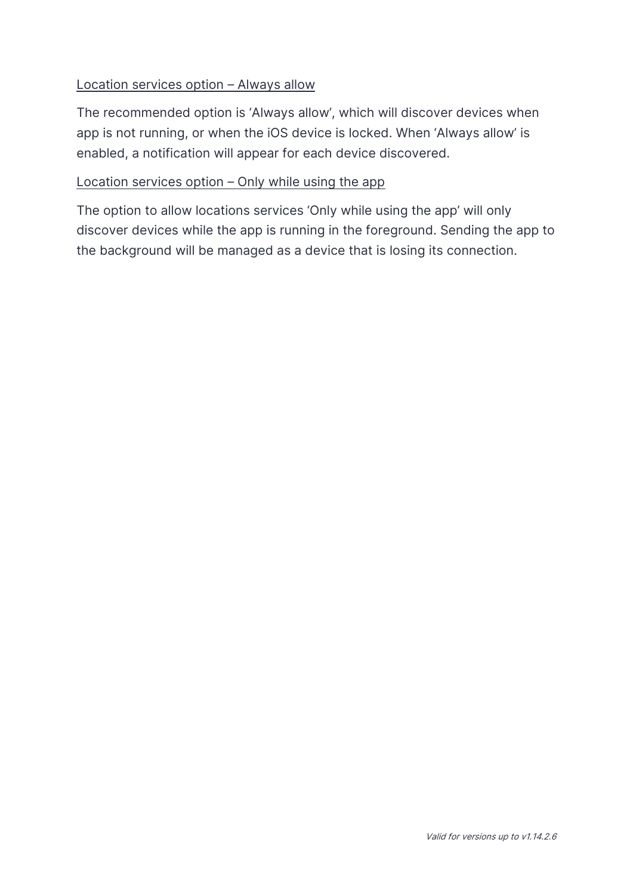<u>Location services option – Always allow</u>

The recommended option is 'Always allow', which will discover devices when app is not running, or when the iOS device is locked. When 'Always allow' is enabled, a notification will appear for each device discovered.

<u>Location services option – Only while using the app</u>

The option to allow locations services 'Only while using the app' will only discover devices while the app is running in the foreground. Sending the app to the background will be managed as a device that is losing its connection.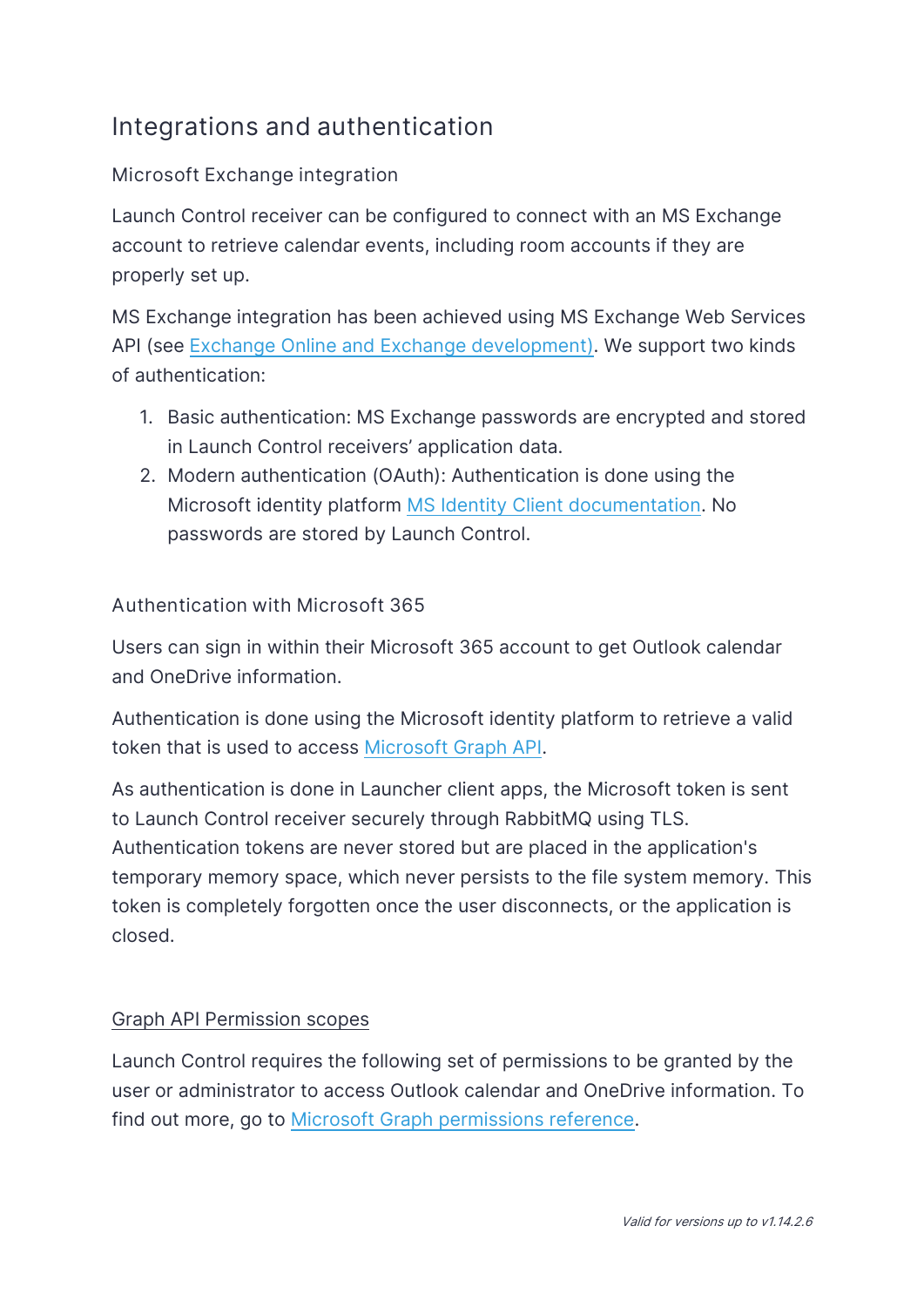## Integrations and authentication

### Microsoft Exchange integration

Launch Control receiver can be configured to connect with an MS Exchange account to retrieve calendar events, including room accounts if they are properly set up.

MS Exchange integration has been achieved using MS Exchange Web Services API (see [Exchange Online and Exchange development)](). We support two kinds of authentication:

1. Basic authentication: MS Exchange passwords are encrypted and stored in Launch Control receivers' application data.
2. Modern authentication (OAuth): Authentication is done using the Microsoft identity platform [MS Identity Client documentation](). No passwords are stored by Launch Control.

### Authentication with Microsoft 365

Users can sign in within their Microsoft 365 account to get Outlook calendar and OneDrive information.

Authentication is done using the Microsoft identity platform to retrieve a valid token that is used to access [Microsoft Graph API]().

As authentication is done in Launcher client apps, the Microsoft token is sent to Launch Control receiver securely through RabbitMQ using TLS. Authentication tokens are never stored but are placed in the application's temporary memory space, which never persists to the file system memory. This token is completely forgotten once the user disconnects, or the application is closed.

#### Graph API Permission scopes

Launch Control requires the following set of permissions to be granted by the user or administrator to access Outlook calendar and OneDrive information. To find out more, go to [Microsoft Graph permissions reference]().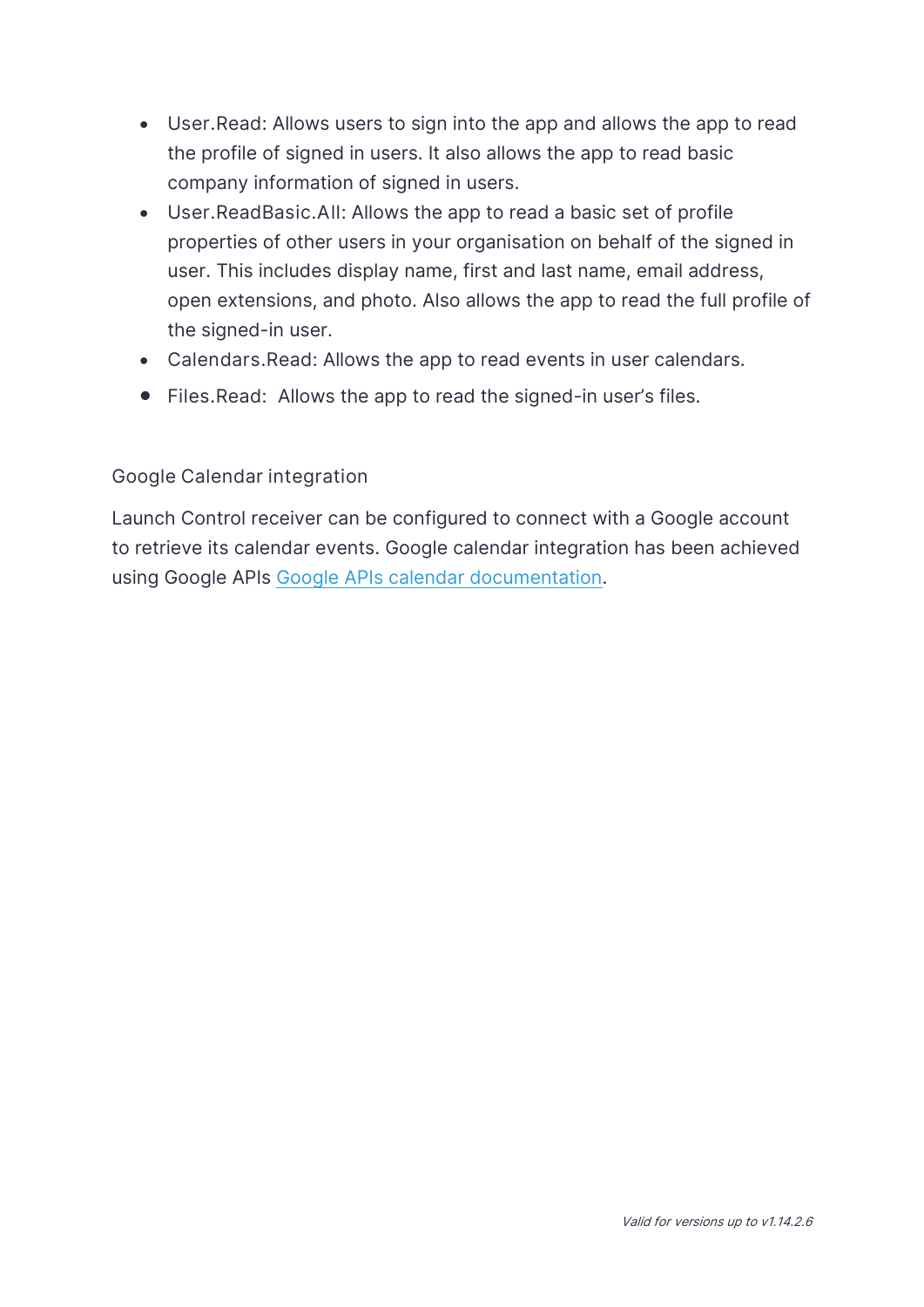- User.Read: Allows users to sign into the app and allows the app to read the profile of signed in users. It also allows the app to read basic company information of signed in users.
- User.ReadBasic.All: Allows the app to read a basic set of profile properties of other users in your organisation on behalf of the signed in user. This includes display name, first and last name, email address, open extensions, and photo. Also allows the app to read the full profile of the signed-in user.
- Calendars.Read: Allows the app to read events in user calendars.
- Files.Read: Allows the app to read the signed-in user's files.

### Google Calendar integration

Launch Control receiver can be configured to connect with a Google account to retrieve its calendar events. Google calendar integration has been achieved using Google APIs Google APIs calendar documentation.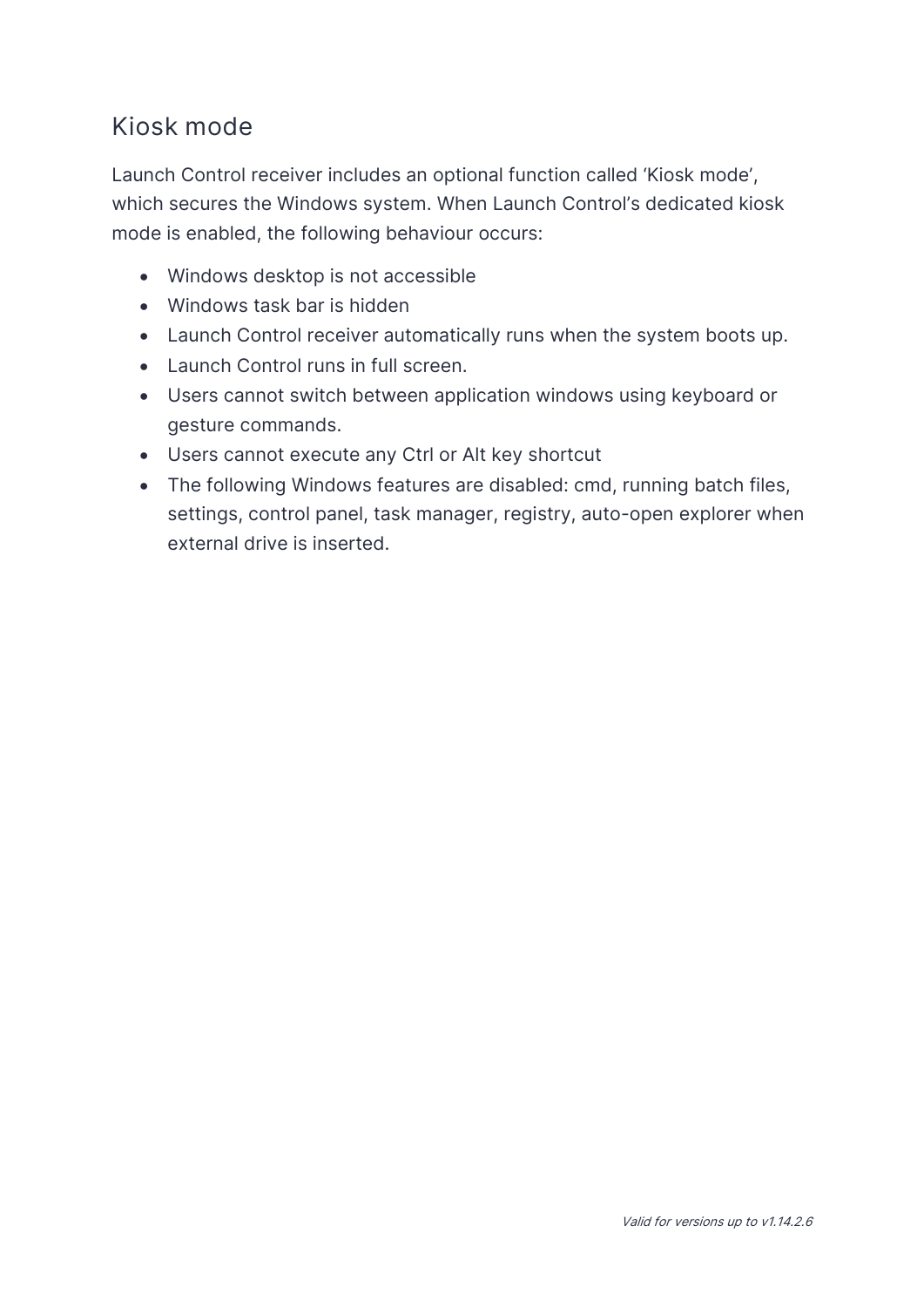## Kiosk mode

Launch Control receiver includes an optional function called ‘Kiosk mode’, which secures the Windows system. When Launch Control’s dedicated kiosk mode is enabled, the following behaviour occurs:

- Windows desktop is not accessible
- Windows task bar is hidden
- Launch Control receiver automatically runs when the system boots up.
- Launch Control runs in full screen.
- Users cannot switch between application windows using keyboard or gesture commands.
- Users cannot execute any Ctrl or Alt key shortcut
- The following Windows features are disabled: cmd, running batch files, settings, control panel, task manager, registry, auto-open explorer when external drive is inserted.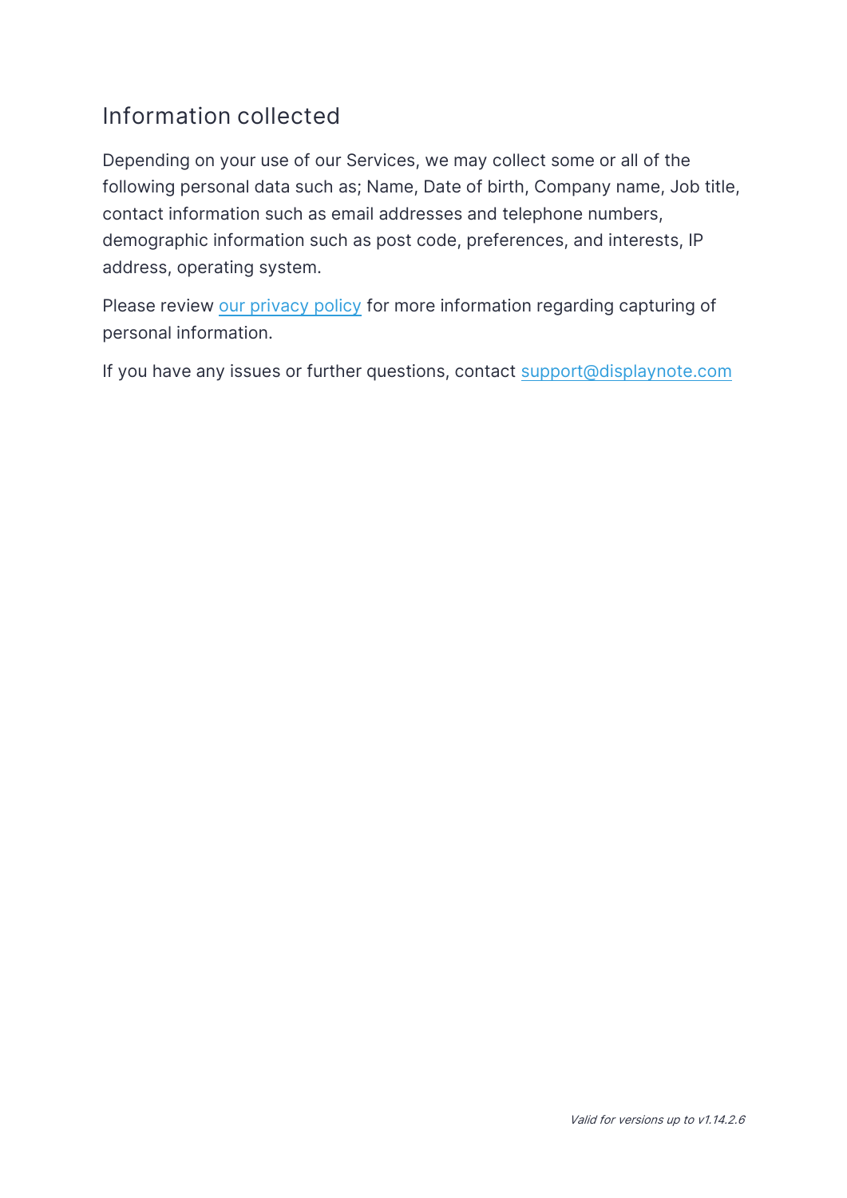## Information collected

Depending on your use of our Services, we may collect some or all of the following personal data such as; Name, Date of birth, Company name, Job title, contact information such as email addresses and telephone numbers, demographic information such as post code, preferences, and interests, IP address, operating system.

Please review our privacy policy for more information regarding capturing of personal information.

If you have any issues or further questions, contact support@displaynote.com

*Valid for versions up to v1.14.2.6*